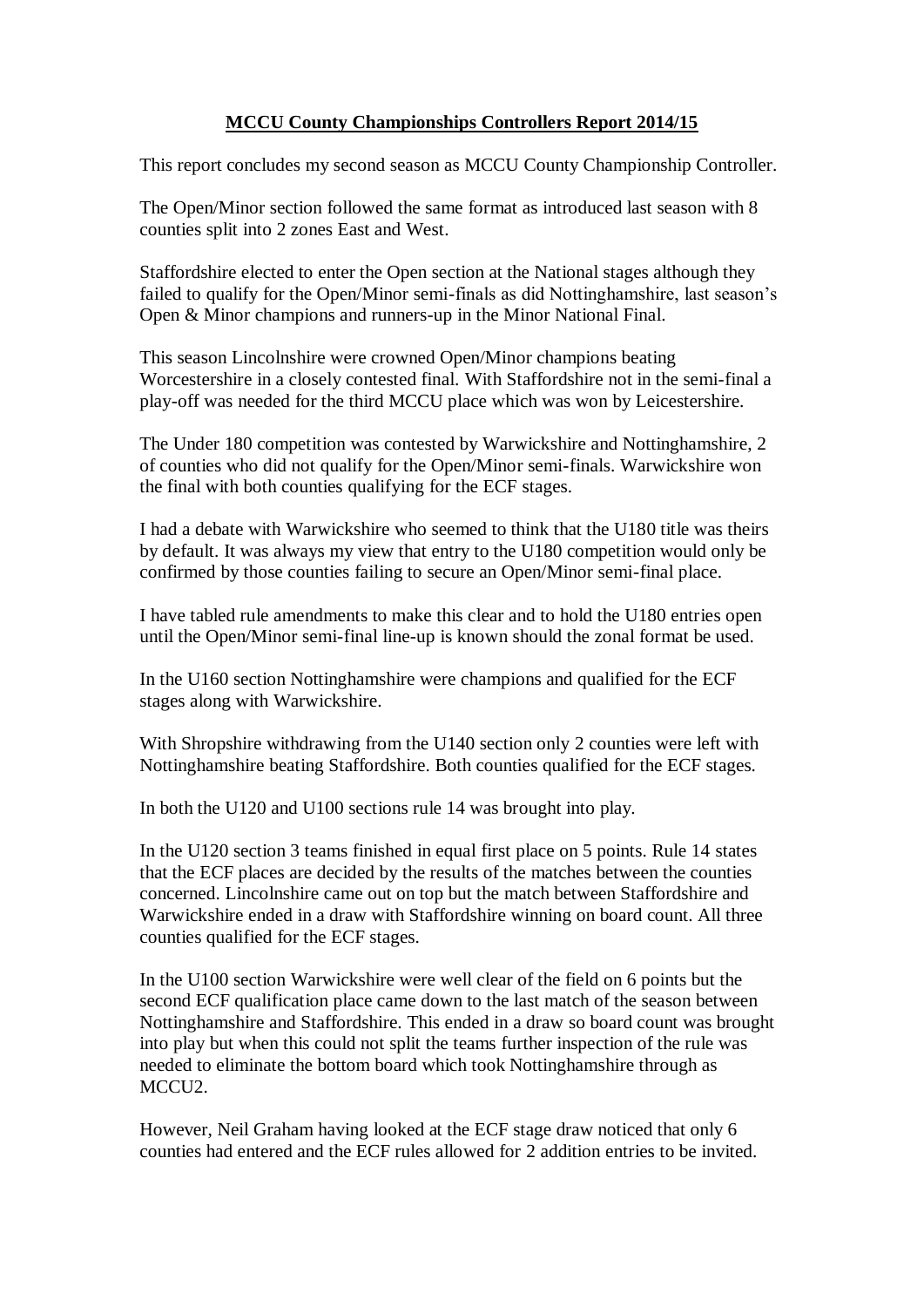# MCCU County Championships Controllers Report 2014/15

This report concludes my second season as MCCU County Championship Controller.

The Open/Minor section followed the same format as introduced last season with 8 counties split into 2 zones East and West.

Staffordshire elected to enter the Open section at the National stages although they failed to qualify for the Open/Minor semi-finals as did Nottinghamshire, last season's Open & Minor champions and runners-up in the Minor National Final.

This season Lincolnshire were crowned Open/Minor champions beating Worcestershire in a closely contested final. With Staffordshire not in the semi-final a play-off was needed for the third MCCU place which was won by Leicestershire.

The Under 180 competition was contested by Warwickshire and Nottinghamshire, 2 of counties who did not qualify for the Open/Minor semi-finals. Warwickshire won the final with both counties qualifying for the ECF stages.

I had a debate with Warwickshire who seemed to think that the U180 title was theirs by default. It was always my view that entry to the U180 competition would only be confirmed by those counties failing to secure an Open/Minor semi-final place.

I have tabled rule amendments to make this clear and to hold the U180 entries open until the Open/Minor semi-final line-up is known should the zonal format be used.

In the U160 section Nottinghamshire were champions and qualified for the ECF stages along with Warwickshire.

With Shropshire withdrawing from the U140 section only 2 counties were left with Nottinghamshire beating Staffordshire. Both counties qualified for the ECF stages.

In both the U120 and U100 sections rule 14 was brought into play.

In the U120 section 3 teams finished in equal first place on 5 points. Rule 14 states that the ECF places are decided by the results of the matches between the counties concerned. Lincolnshire came out on top but the match between Staffordshire and Warwickshire ended in a draw with Staffordshire winning on board count. All three counties qualified for the ECF stages.

In the U100 section Warwickshire were well clear of the field on 6 points but the second ECF qualification place came down to the last match of the season between Nottinghamshire and Staffordshire. This ended in a draw so board count was brought into play but when this could not split the teams further inspection of the rule was needed to eliminate the bottom board which took Nottinghamshire through as MCCU2.

However, Neil Graham having looked at the ECF stage draw noticed that only 6 counties had entered and the ECF rules allowed for 2 addition entries to be invited.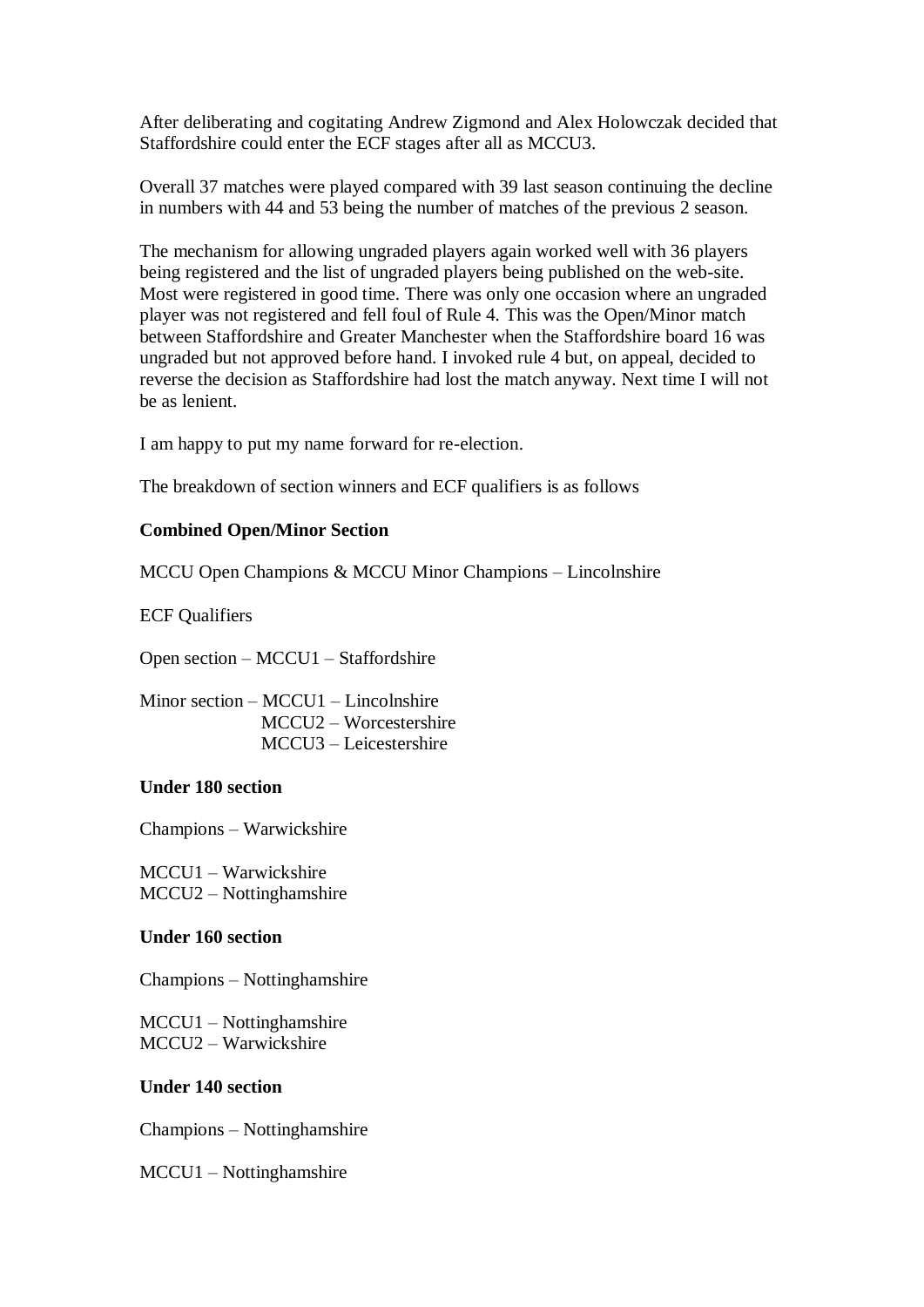After deliberating and cogitating Andrew Zigmond and Alex Holowczak decided that Staffordshire could enter the ECF stages after all as MCCU3.

Overall 37 matches were played compared with 39 last season continuing the decline in numbers with 44 and 53 being the number of matches of the previous 2 season.

The mechanism for allowing ungraded players again worked well with 36 players being registered and the list of ungraded players being published on the web-site. Most were registered in good time. There was only one occasion where an ungraded player was not registered and fell foul of Rule 4. This was the Open/Minor match between Staffordshire and Greater Manchester when the Staffordshire board 16 was ungraded but not approved before hand. I invoked rule 4 but, on appeal, decided to reverse the decision as Staffordshire had lost the match anyway. Next time I will not be as lenient.

I am happy to put my name forward for re-election.

The breakdown of section winners and ECF qualifiers is as follows

**Combined Open/Minor Section**

MCCU Open Champions & MCCU Minor Champions – Lincolnshire

ECF Qualifiers

Open section – MCCU1 – Staffordshire

Minor section – MCCU1 – Lincolnshire
MCCU2 – Worcestershire
MCCU3 – Leicestershire

**Under 180 section**

Champions – Warwickshire

MCCU1 – Warwickshire
MCCU2 – Nottinghamshire

**Under 160 section**

Champions – Nottinghamshire

MCCU1 – Nottinghamshire
MCCU2 – Warwickshire

**Under 140 section**

Champions – Nottinghamshire

MCCU1 – Nottinghamshire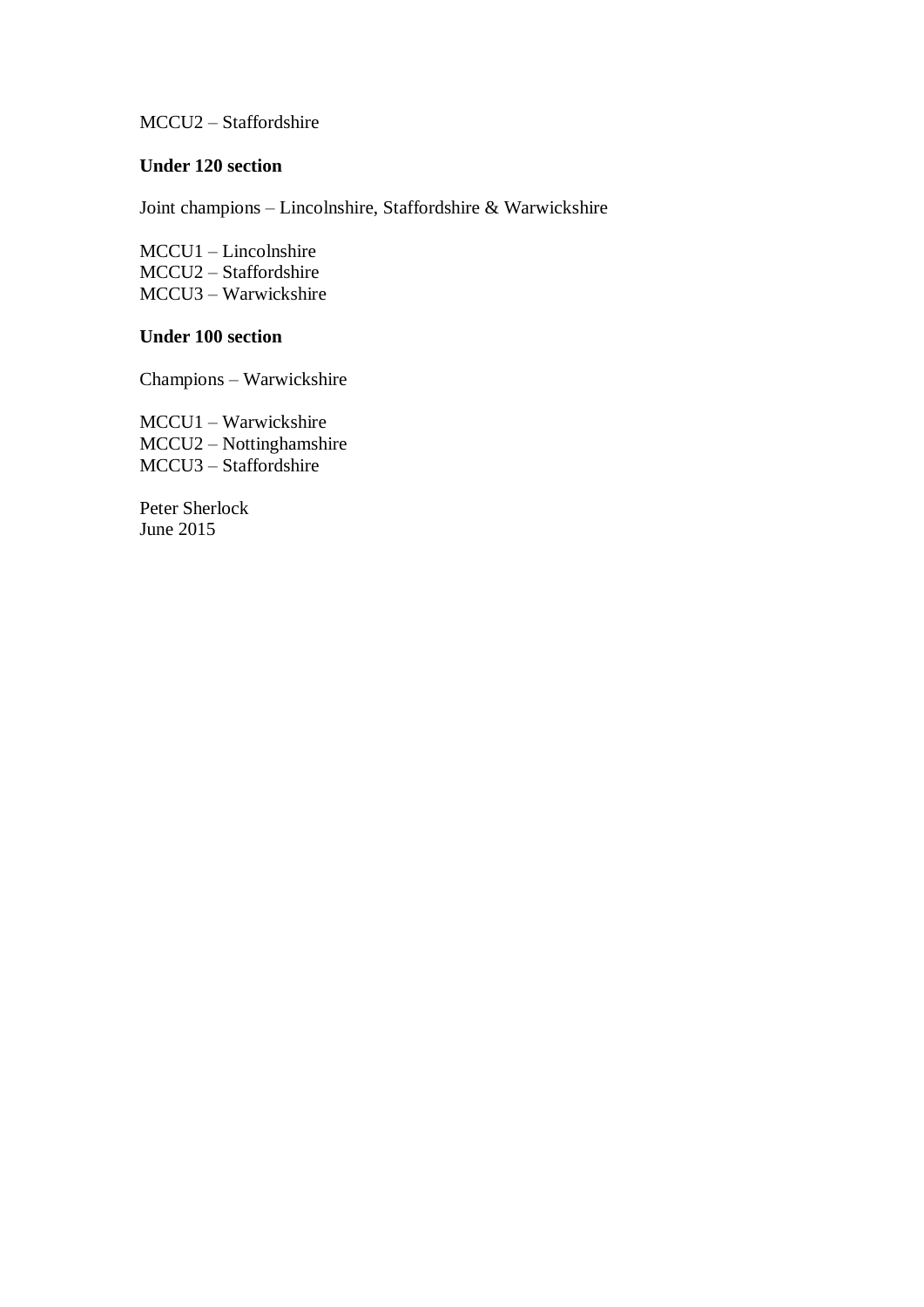MCCU2 – Staffordshire

**Under 120 section**

Joint champions – Lincolnshire, Staffordshire & Warwickshire

MCCU1 – Lincolnshire
MCCU2 – Staffordshire
MCCU3 – Warwickshire

**Under 100 section**

Champions – Warwickshire

MCCU1 – Warwickshire
MCCU2 – Nottinghamshire
MCCU3 – Staffordshire

Peter Sherlock
June 2015